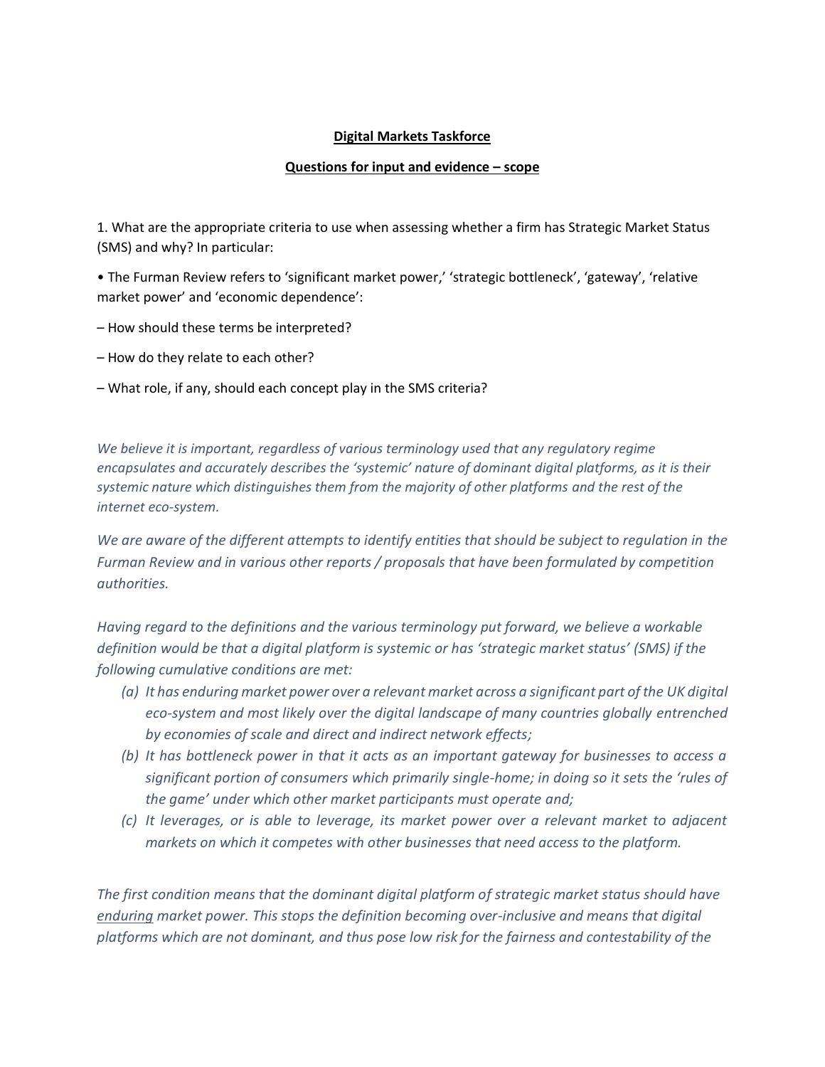**Digital Markets Taskforce**

**Questions for input and evidence – scope**

1. What are the appropriate criteria to use when assessing whether a firm has Strategic Market Status (SMS) and why? In particular:

• The Furman Review refers to 'significant market power,' 'strategic bottleneck', 'gateway', 'relative market power' and 'economic dependence':

– How should these terms be interpreted?

– How do they relate to each other?

– What role, if any, should each concept play in the SMS criteria?

*We believe it is important, regardless of various terminology used that any regulatory regime encapsulates and accurately describes the 'systemic' nature of dominant digital platforms, as it is their systemic nature which distinguishes them from the majority of other platforms and the rest of the internet eco-system.*

*We are aware of the different attempts to identify entities that should be subject to regulation in the Furman Review and in various other reports / proposals that have been formulated by competition authorities.*

*Having regard to the definitions and the various terminology put forward, we believe a workable definition would be that a digital platform is systemic or has 'strategic market status' (SMS) if the following cumulative conditions are met:*

*(a) It has enduring market power over a relevant market across a significant part of the UK digital eco-system and most likely over the digital landscape of many countries globally entrenched by economies of scale and direct and indirect network effects;*

*(b) It has bottleneck power in that it acts as an important gateway for businesses to access a significant portion of consumers which primarily single-home; in doing so it sets the 'rules of the game' under which other market participants must operate and;*

*(c) It leverages, or is able to leverage, its market power over a relevant market to adjacent markets on which it competes with other businesses that need access to the platform.*

*The first condition means that the dominant digital platform of strategic market status should have <u>enduring</u> market power. This stops the definition becoming over-inclusive and means that digital platforms which are not dominant, and thus pose low risk for the fairness and contestability of the*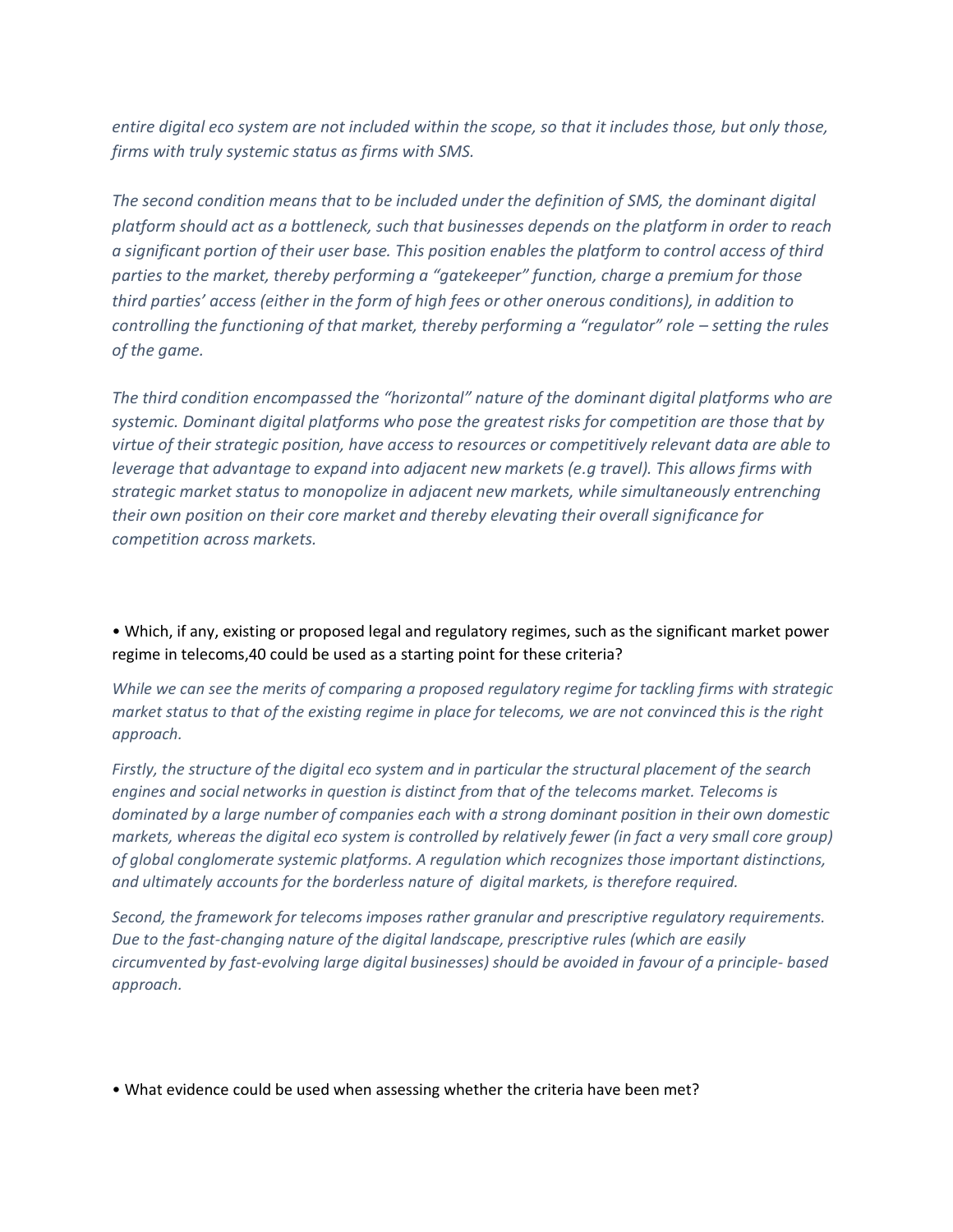*entire digital eco system are not included within the scope, so that it includes those, but only those, firms with truly systemic status as firms with SMS.*

*The second condition means that to be included under the definition of SMS, the dominant digital platform should act as a bottleneck, such that businesses depends on the platform in order to reach a significant portion of their user base. This position enables the platform to control access of third parties to the market, thereby performing a "gatekeeper" function, charge a premium for those third parties' access (either in the form of high fees or other onerous conditions), in addition to controlling the functioning of that market, thereby performing a "regulator" role – setting the rules of the game.*

*The third condition encompassed the "horizontal" nature of the dominant digital platforms who are systemic. Dominant digital platforms who pose the greatest risks for competition are those that by virtue of their strategic position, have access to resources or competitively relevant data are able to leverage that advantage to expand into adjacent new markets (e.g travel). This allows firms with strategic market status to monopolize in adjacent new markets, while simultaneously entrenching their own position on their core market and thereby elevating their overall significance for competition across markets.*

• Which, if any, existing or proposed legal and regulatory regimes, such as the significant market power regime in telecoms,40 could be used as a starting point for these criteria?

*While we can see the merits of comparing a proposed regulatory regime for tackling firms with strategic market status to that of the existing regime in place for telecoms, we are not convinced this is the right approach.*

*Firstly, the structure of the digital eco system and in particular the structural placement of the search engines and social networks in question is distinct from that of the telecoms market. Telecoms is dominated by a large number of companies each with a strong dominant position in their own domestic markets, whereas the digital eco system is controlled by relatively fewer (in fact a very small core group) of global conglomerate systemic platforms. A regulation which recognizes those important distinctions, and ultimately accounts for the borderless nature of digital markets, is therefore required.*

*Second, the framework for telecoms imposes rather granular and prescriptive regulatory requirements. Due to the fast-changing nature of the digital landscape, prescriptive rules (which are easily circumvented by fast-evolving large digital businesses) should be avoided in favour of a principle- based approach.*

• What evidence could be used when assessing whether the criteria have been met?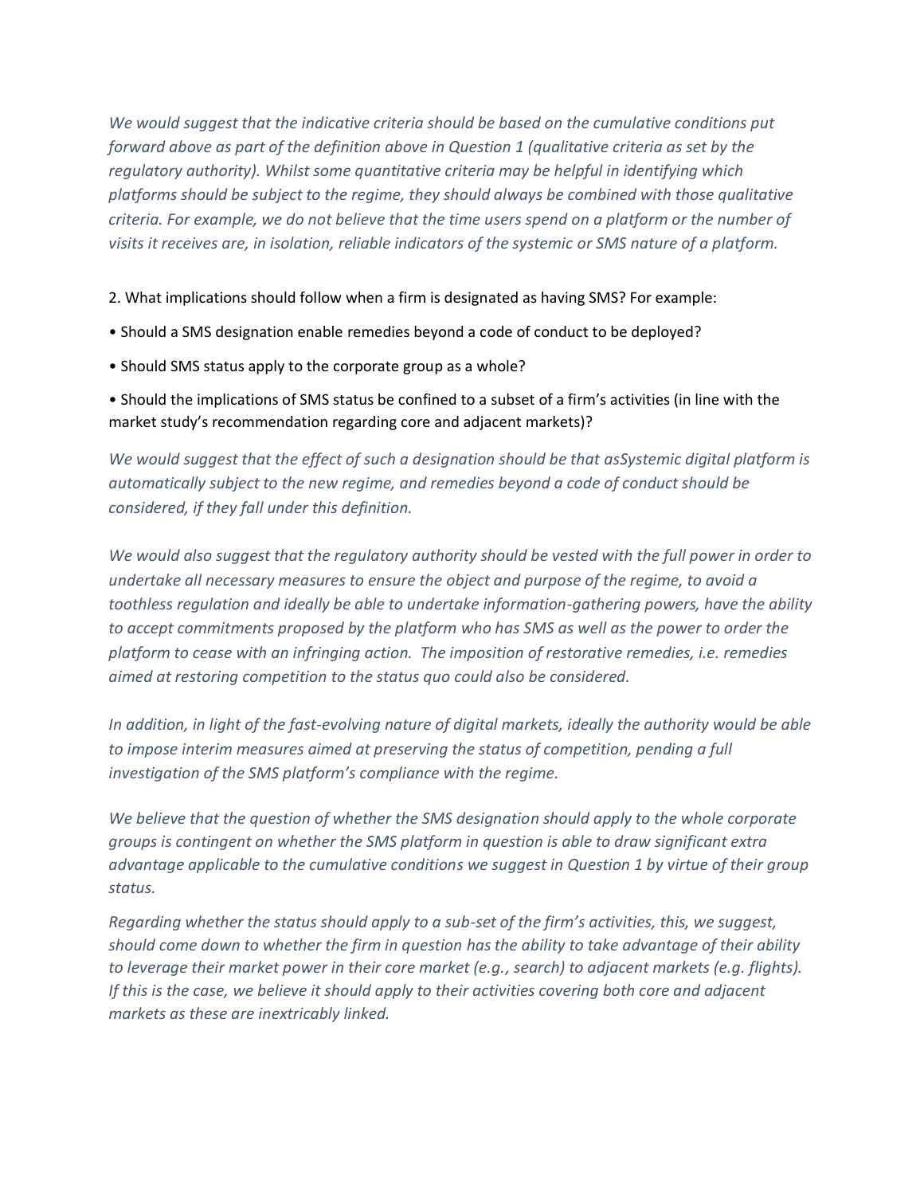*We would suggest that the indicative criteria should be based on the cumulative conditions put forward above as part of the definition above in Question 1 (qualitative criteria as set by the regulatory authority). Whilst some quantitative criteria may be helpful in identifying which platforms should be subject to the regime, they should always be combined with those qualitative criteria. For example, we do not believe that the time users spend on a platform or the number of visits it receives are, in isolation, reliable indicators of the systemic or SMS nature of a platform.*

2. What implications should follow when a firm is designated as having SMS? For example:

- Should a SMS designation enable remedies beyond a code of conduct to be deployed?
- Should SMS status apply to the corporate group as a whole?
- Should the implications of SMS status be confined to a subset of a firm's activities (in line with the market study's recommendation regarding core and adjacent markets)?

*We would suggest that the effect of such a designation should be that asSystemic digital platform is automatically subject to the new regime, and remedies beyond a code of conduct should be considered, if they fall under this definition.*

*We would also suggest that the regulatory authority should be vested with the full power in order to undertake all necessary measures to ensure the object and purpose of the regime, to avoid a toothless regulation and ideally be able to undertake information-gathering powers, have the ability to accept commitments proposed by the platform who has SMS as well as the power to order the platform to cease with an infringing action. The imposition of restorative remedies, i.e. remedies aimed at restoring competition to the status quo could also be considered.*

*In addition, in light of the fast-evolving nature of digital markets, ideally the authority would be able to impose interim measures aimed at preserving the status of competition, pending a full investigation of the SMS platform's compliance with the regime.*

*We believe that the question of whether the SMS designation should apply to the whole corporate groups is contingent on whether the SMS platform in question is able to draw significant extra advantage applicable to the cumulative conditions we suggest in Question 1 by virtue of their group status.*

*Regarding whether the status should apply to a sub-set of the firm's activities, this, we suggest, should come down to whether the firm in question has the ability to take advantage of their ability to leverage their market power in their core market (e.g., search) to adjacent markets (e.g. flights). If this is the case, we believe it should apply to their activities covering both core and adjacent markets as these are inextricably linked.*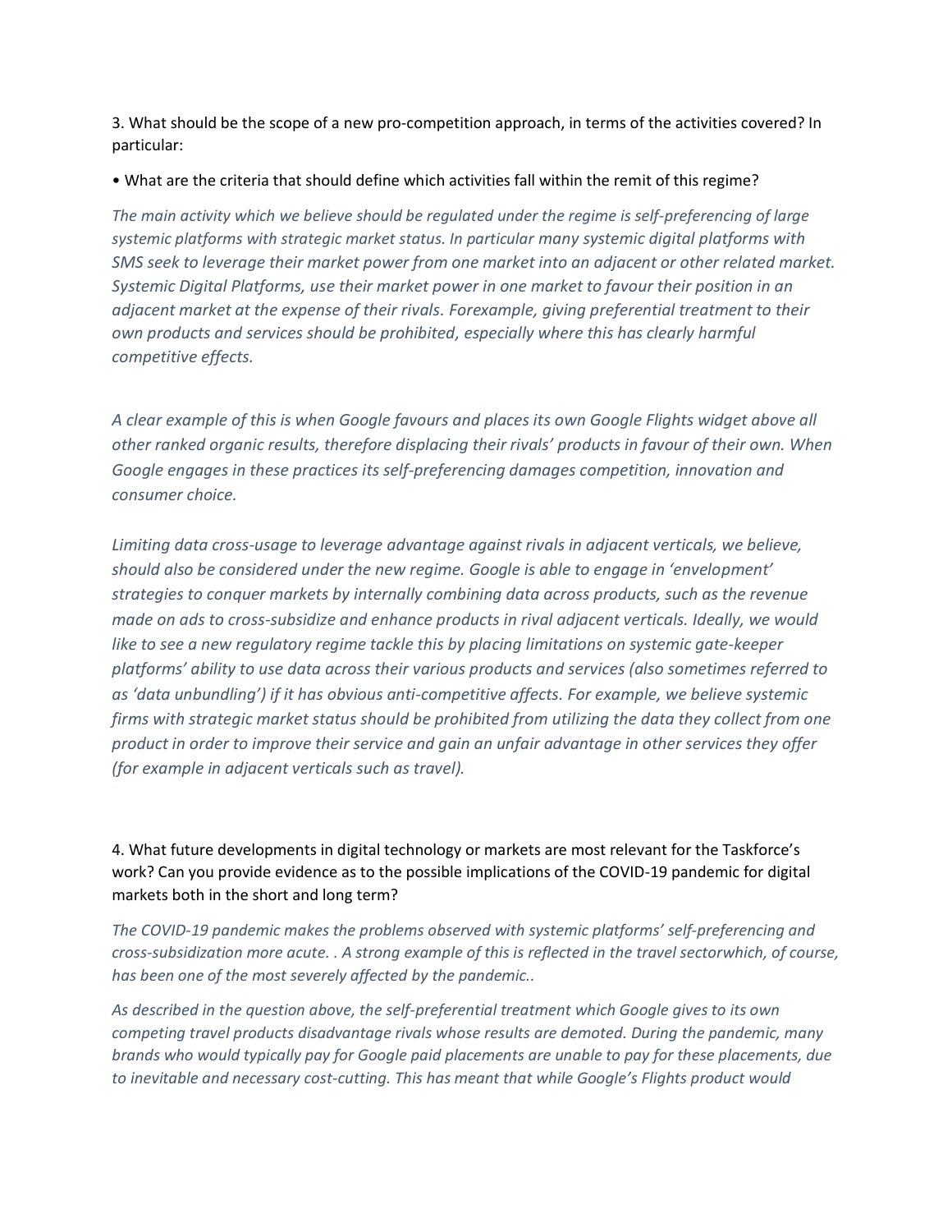3. What should be the scope of a new pro-competition approach, in terms of the activities covered? In particular:

• What are the criteria that should define which activities fall within the remit of this regime?

*The main activity which we believe should be regulated under the regime is self-preferencing of large systemic platforms with strategic market status. In particular many systemic digital platforms with SMS seek to leverage their market power from one market into an adjacent or other related market. Systemic Digital Platforms, use their market power in one market to favour their position in an adjacent market at the expense of their rivals. Forexample, giving preferential treatment to their own products and services should be prohibited, especially where this has clearly harmful competitive effects.*

*A clear example of this is when Google favours and places its own Google Flights widget above all other ranked organic results, therefore displacing their rivals' products in favour of their own. When Google engages in these practices its self-preferencing damages competition, innovation and consumer choice.*

*Limiting data cross-usage to leverage advantage against rivals in adjacent verticals, we believe, should also be considered under the new regime. Google is able to engage in 'envelopment' strategies to conquer markets by internally combining data across products, such as the revenue made on ads to cross-subsidize and enhance products in rival adjacent verticals. Ideally, we would like to see a new regulatory regime tackle this by placing limitations on systemic gate-keeper platforms' ability to use data across their various products and services (also sometimes referred to as 'data unbundling') if it has obvious anti-competitive affects. For example, we believe systemic firms with strategic market status should be prohibited from utilizing the data they collect from one product in order to improve their service and gain an unfair advantage in other services they offer (for example in adjacent verticals such as travel).*

4. What future developments in digital technology or markets are most relevant for the Taskforce's work? Can you provide evidence as to the possible implications of the COVID-19 pandemic for digital markets both in the short and long term?

*The COVID-19 pandemic makes the problems observed with systemic platforms' self-preferencing and cross-subsidization more acute. . A strong example of this is reflected in the travel sectorwhich, of course, has been one of the most severely affected by the pandemic..*

*As described in the question above, the self-preferential treatment which Google gives to its own competing travel products disadvantage rivals whose results are demoted. During the pandemic, many brands who would typically pay for Google paid placements are unable to pay for these placements, due to inevitable and necessary cost-cutting. This has meant that while Google's Flights product would*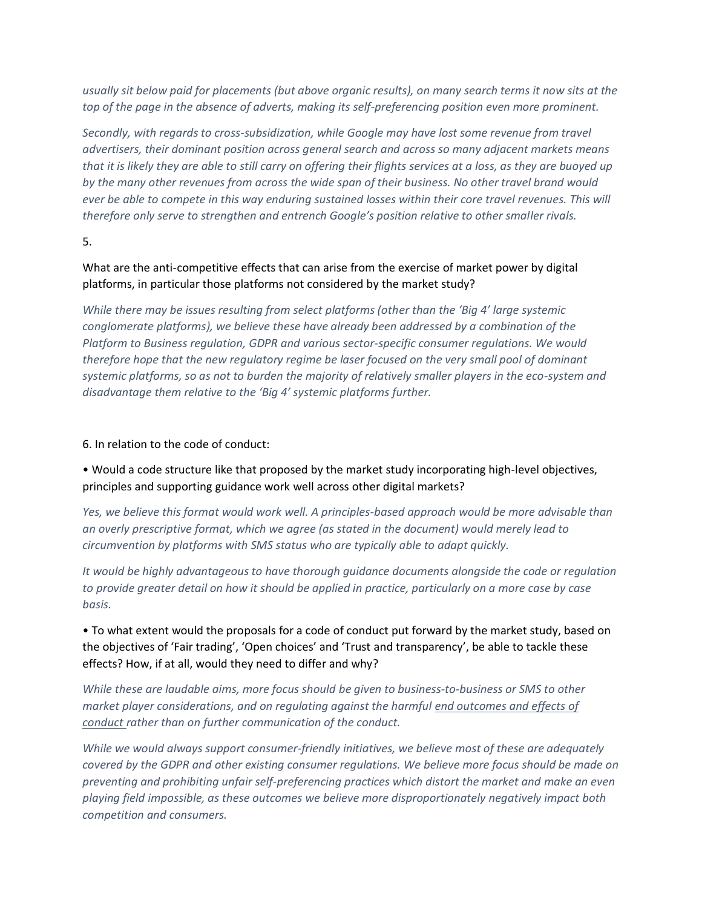*usually sit below paid for placements (but above organic results), on many search terms it now sits at the top of the page in the absence of adverts, making its self-preferencing position even more prominent.*

*Secondly, with regards to cross-subsidization, while Google may have lost some revenue from travel advertisers, their dominant position across general search and across so many adjacent markets means that it is likely they are able to still carry on offering their flights services at a loss, as they are buoyed up by the many other revenues from across the wide span of their business. No other travel brand would ever be able to compete in this way enduring sustained losses within their core travel revenues. This will therefore only serve to strengthen and entrench Google's position relative to other smaller rivals.*

5.

What are the anti-competitive effects that can arise from the exercise of market power by digital platforms, in particular those platforms not considered by the market study?

*While there may be issues resulting from select platforms (other than the 'Big 4' large systemic conglomerate platforms), we believe these have already been addressed by a combination of the Platform to Business regulation, GDPR and various sector-specific consumer regulations. We would therefore hope that the new regulatory regime be laser focused on the very small pool of dominant systemic platforms, so as not to burden the majority of relatively smaller players in the eco-system and disadvantage them relative to the 'Big 4' systemic platforms further.*

6. In relation to the code of conduct:

• Would a code structure like that proposed by the market study incorporating high-level objectives, principles and supporting guidance work well across other digital markets?

*Yes, we believe this format would work well. A principles-based approach would be more advisable than an overly prescriptive format, which we agree (as stated in the document) would merely lead to circumvention by platforms with SMS status who are typically able to adapt quickly.*

*It would be highly advantageous to have thorough guidance documents alongside the code or regulation to provide greater detail on how it should be applied in practice, particularly on a more case by case basis.*

• To what extent would the proposals for a code of conduct put forward by the market study, based on the objectives of 'Fair trading', 'Open choices' and 'Trust and transparency', be able to tackle these effects? How, if at all, would they need to differ and why?

*While these are laudable aims, more focus should be given to business-to-business or SMS to other market player considerations, and on regulating against the harmful <u>end outcomes and effects of conduct</u> rather than on further communication of the conduct.*

*While we would always support consumer-friendly initiatives, we believe most of these are adequately covered by the GDPR and other existing consumer regulations. We believe more focus should be made on preventing and prohibiting unfair self-preferencing practices which distort the market and make an even playing field impossible, as these outcomes we believe more disproportionately negatively impact both competition and consumers.*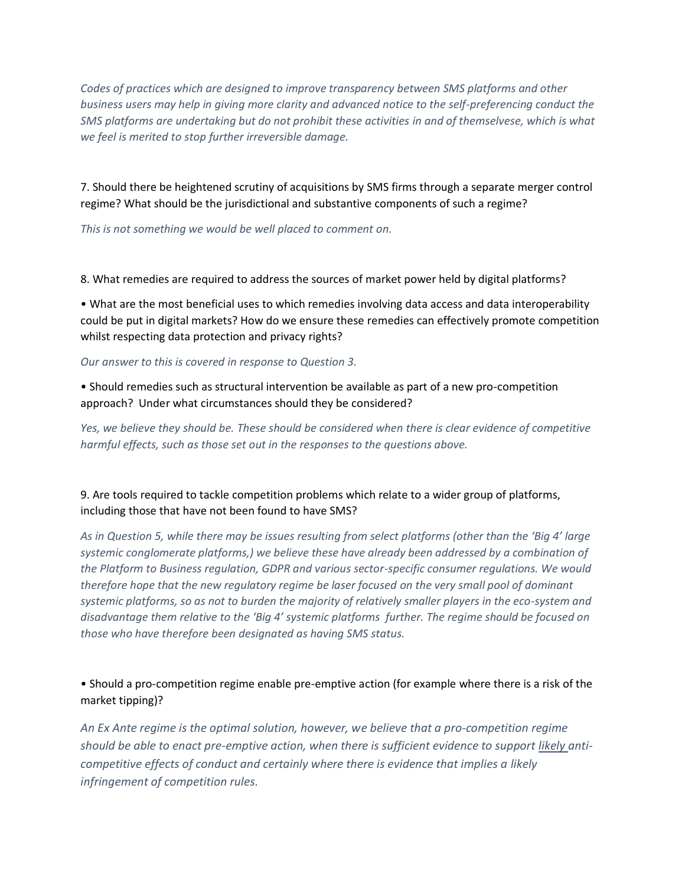*Codes of practices which are designed to improve transparency between SMS platforms and other business users may help in giving more clarity and advanced notice to the self-preferencing conduct the SMS platforms are undertaking but do not prohibit these activities in and of themselvese, which is what we feel is merited to stop further irreversible damage.*

7. Should there be heightened scrutiny of acquisitions by SMS firms through a separate merger control regime? What should be the jurisdictional and substantive components of such a regime?

*This is not something we would be well placed to comment on.*

8. What remedies are required to address the sources of market power held by digital platforms?

• What are the most beneficial uses to which remedies involving data access and data interoperability could be put in digital markets? How do we ensure these remedies can effectively promote competition whilst respecting data protection and privacy rights?

*Our answer to this is covered in response to Question 3.*

• Should remedies such as structural intervention be available as part of a new pro-competition approach? Under what circumstances should they be considered?

*Yes, we believe they should be. These should be considered when there is clear evidence of competitive harmful effects, such as those set out in the responses to the questions above.*

9. Are tools required to tackle competition problems which relate to a wider group of platforms, including those that have not been found to have SMS?

*As in Question 5, while there may be issues resulting from select platforms (other than the 'Big 4' large systemic conglomerate platforms,) we believe these have already been addressed by a combination of the Platform to Business regulation, GDPR and various sector-specific consumer regulations. We would therefore hope that the new regulatory regime be laser focused on the very small pool of dominant systemic platforms, so as not to burden the majority of relatively smaller players in the eco-system and disadvantage them relative to the 'Big 4' systemic platforms further. The regime should be focused on those who have therefore been designated as having SMS status.*

• Should a pro-competition regime enable pre-emptive action (for example where there is a risk of the market tipping)?

*An Ex Ante regime is the optimal solution, however, we believe that a pro-competition regime should be able to enact pre-emptive action, when there is sufficient evidence to support likely anti-competitive effects of conduct and certainly where there is evidence that implies a likely infringement of competition rules.*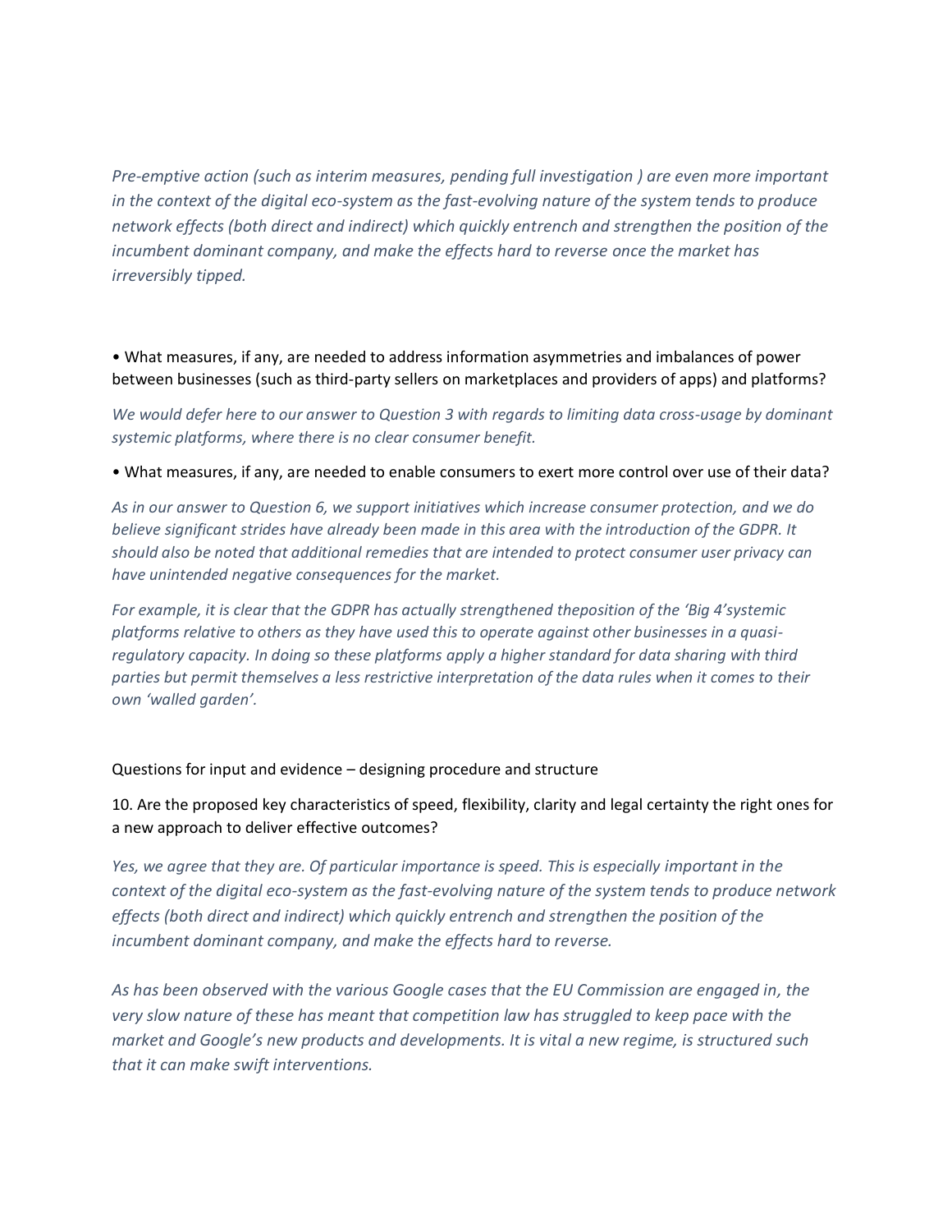*Pre-emptive action (such as interim measures, pending full investigation ) are even more important in the context of the digital eco-system as the fast-evolving nature of the system tends to produce network effects (both direct and indirect) which quickly entrench and strengthen the position of the incumbent dominant company, and make the effects hard to reverse once the market has irreversibly tipped.*

- What measures, if any, are needed to address information asymmetries and imbalances of power between businesses (such as third-party sellers on marketplaces and providers of apps) and platforms?

*We would defer here to our answer to Question 3 with regards to limiting data cross-usage by dominant systemic platforms, where there is no clear consumer benefit.*

- What measures, if any, are needed to enable consumers to exert more control over use of their data?

*As in our answer to Question 6, we support initiatives which increase consumer protection, and we do believe significant strides have already been made in this area with the introduction of the GDPR. It should also be noted that additional remedies that are intended to protect consumer user privacy can have unintended negative consequences for the market.*

*For example, it is clear that the GDPR has actually strengthened theposition of the 'Big 4'systemic platforms relative to others as they have used this to operate against other businesses in a quasi-regulatory capacity. In doing so these platforms apply a higher standard for data sharing with third parties but permit themselves a less restrictive interpretation of the data rules when it comes to their own 'walled garden'.*

Questions for input and evidence – designing procedure and structure

10. Are the proposed key characteristics of speed, flexibility, clarity and legal certainty the right ones for a new approach to deliver effective outcomes?

*Yes, we agree that they are. Of particular importance is speed. This is especially important in the context of the digital eco-system as the fast-evolving nature of the system tends to produce network effects (both direct and indirect) which quickly entrench and strengthen the position of the incumbent dominant company, and make the effects hard to reverse.*

*As has been observed with the various Google cases that the EU Commission are engaged in, the very slow nature of these has meant that competition law has struggled to keep pace with the market and Google's new products and developments. It is vital a new regime, is structured such that it can make swift interventions.*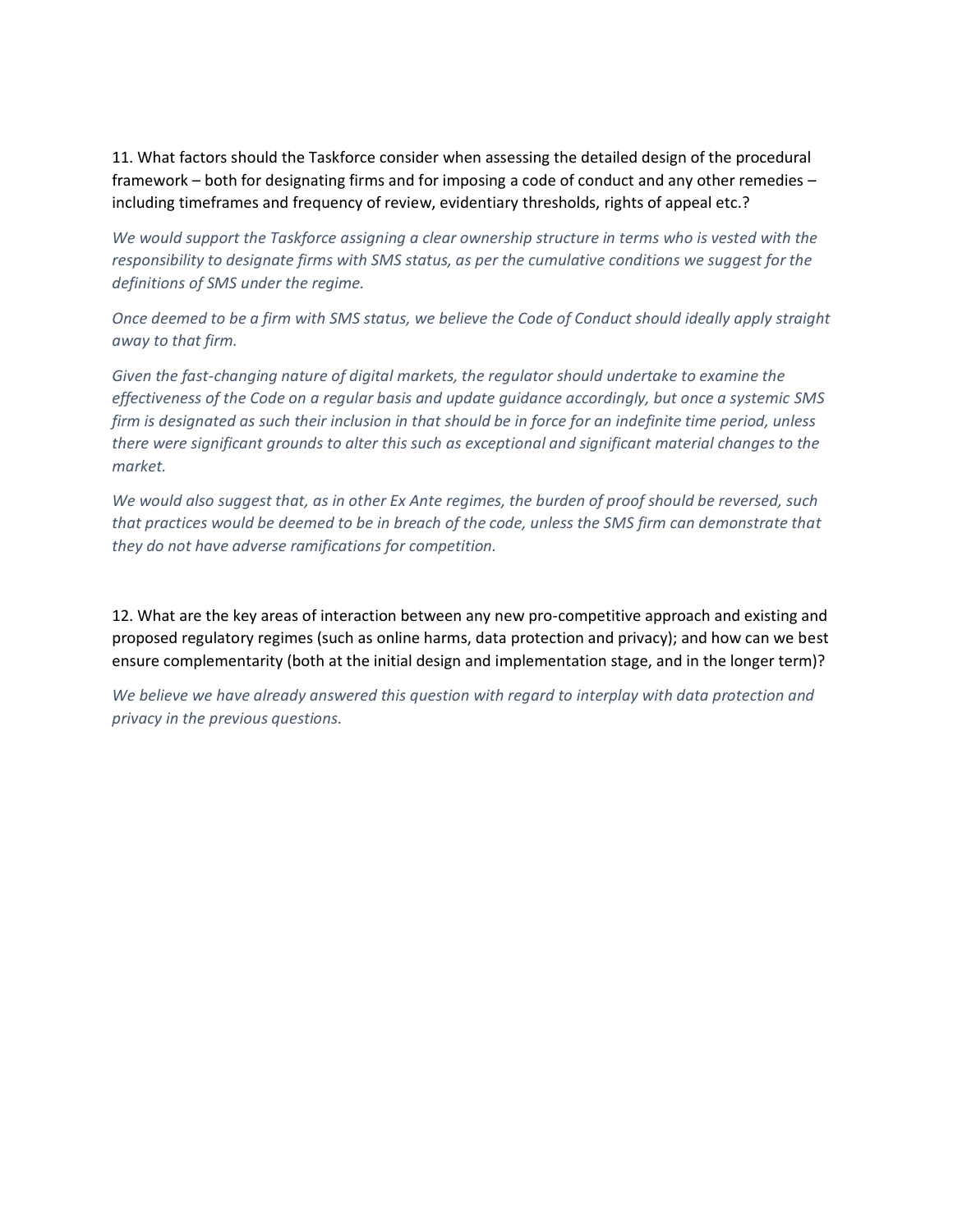11. What factors should the Taskforce consider when assessing the detailed design of the procedural framework – both for designating firms and for imposing a code of conduct and any other remedies – including timeframes and frequency of review, evidentiary thresholds, rights of appeal etc.?

*We would support the Taskforce assigning a clear ownership structure in terms who is vested with the responsibility to designate firms with SMS status, as per the cumulative conditions we suggest for the definitions of SMS under the regime.*

*Once deemed to be a firm with SMS status, we believe the Code of Conduct should ideally apply straight away to that firm.*

*Given the fast-changing nature of digital markets, the regulator should undertake to examine the effectiveness of the Code on a regular basis and update guidance accordingly, but once a systemic SMS firm is designated as such their inclusion in that should be in force for an indefinite time period, unless there were significant grounds to alter this such as exceptional and significant material changes to the market.*

*We would also suggest that, as in other Ex Ante regimes, the burden of proof should be reversed, such that practices would be deemed to be in breach of the code, unless the SMS firm can demonstrate that they do not have adverse ramifications for competition.*

12. What are the key areas of interaction between any new pro-competitive approach and existing and proposed regulatory regimes (such as online harms, data protection and privacy); and how can we best ensure complementarity (both at the initial design and implementation stage, and in the longer term)?

*We believe we have already answered this question with regard to interplay with data protection and privacy in the previous questions.*